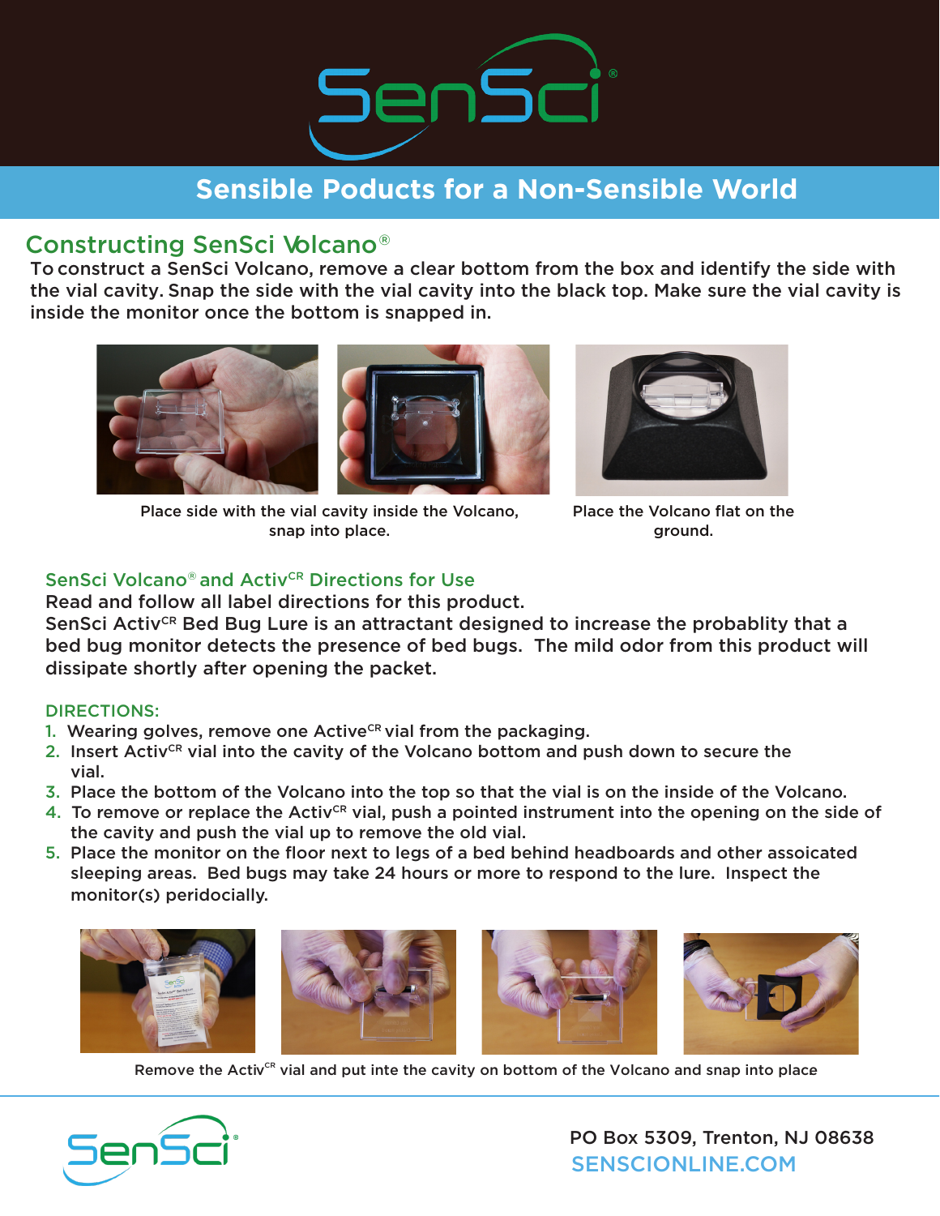# SenSci®

**Sensible Poducts for a Non-Sensible World**

## Constructing SenSci Volcano®

To construct a SenSci Volcano, remove a clear bottom from the box and identify the side with the vial cavity. Snap the side with the vial cavity into the black top. Make sure the vial cavity is inside the monitor once the bottom is snapped in.

Place side with the vial cavity inside the Volcano, snap into place.

Place the Volcano flat on the ground.

### SenSci Volcano® and Activ[CR] Directions for Use

Read and follow all label directions for this product.

SenSci Activ[CR] Bed Bug Lure is an attractant designed to increase the probablity that a bed bug monitor detects the presence of bed bugs. The mild odor from this product will dissipate shortly after opening the packet.

DIRECTIONS:

1. Wearing golves, remove one Active[CR] vial from the packaging.
2. Insert Activ[CR] vial into the cavity of the Volcano bottom and push down to secure the vial.
3. Place the bottom of the Volcano into the top so that the vial is on the inside of the Volcano.
4. To remove or replace the Activ[CR] vial, push a pointed instrument into the opening on the side of the cavity and push the vial up to remove the old vial.
5. Place the monitor on the floor next to legs of a bed behind headboards and other assoicated sleeping areas. Bed bugs may take 24 hours or more to respond to the lure. Inspect the monitor(s) peridocially.

Remove the Activ[CR] vial and put inte the cavity on bottom of the Volcano and snap into place

PO Box 5309, Trenton, NJ 08638
SENSCIONLINE.COM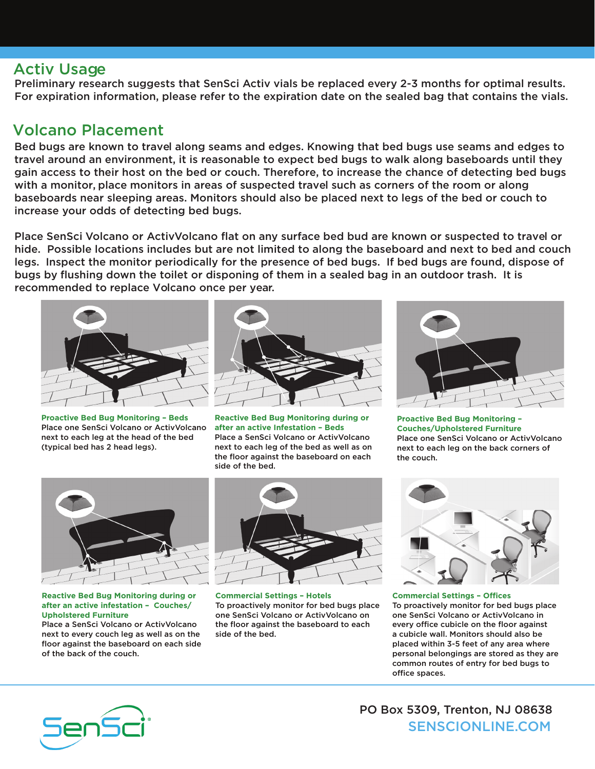## Activ Usage

Preliminary research suggests that SenSci Activ vials be replaced every 2-3 months for optimal results. For expiration information, please refer to the expiration date on the sealed bag that contains the vials.

## Volcano Placement

Bed bugs are known to travel along seams and edges. Knowing that bed bugs use seams and edges to travel around an environment, it is reasonable to expect bed bugs to walk along baseboards until they gain access to their host on the bed or couch. Therefore, to increase the chance of detecting bed bugs with a monitor, place monitors in areas of suspected travel such as corners of the room or along baseboards near sleeping areas. Monitors should also be placed next to legs of the bed or couch to increase your odds of detecting bed bugs.

Place SenSci Volcano or ActivVolcano flat on any surface bed bud are known or suspected to travel or hide. Possible locations includes but are not limited to along the baseboard and next to bed and couch legs. Inspect the monitor periodically for the presence of bed bugs. If bed bugs are found, dispose of bugs by flushing down the toilet or disponing of them in a sealed bag in an outdoor trash. It is recommended to replace Volcano once per year.

**Proactive Bed Bug Monitoring – Beds**
Place one SenSci Volcano or ActivVolcano next to each leg at the head of the bed (typical bed has 2 head legs).

**Reactive Bed Bug Monitoring during or after an active Infestation – Beds**
Place a SenSci Volcano or ActivVolcano next to each leg of the bed as well as on the floor against the baseboard on each side of the bed.

**Proactive Bed Bug Monitoring – Couches/Upholstered Furniture**
Place one SenSci Volcano or ActivVolcano next to each leg on the back corners of the couch.

**Reactive Bed Bug Monitoring during or after an active infestation – Couches/ Upholstered Furniture**
Place a SenSci Volcano or ActivVolcano next to every couch leg as well as on the floor against the baseboard on each side of the back of the couch.

**Commercial Settings – Hotels**
To proactively monitor for bed bugs place one SenSci Volcano or ActivVolcano on the floor against the baseboard to each side of the bed.

**Commercial Settings – Offices**
To proactively monitor for bed bugs place one SenSci Volcano or ActivVolcano in every office cubicle on the floor against a cubicle wall. Monitors should also be placed within 3-5 feet of any area where personal belongings are stored as they are common routes of entry for bed bugs to office spaces.

SenSci®

PO Box 5309, Trenton, NJ 08638
SENSCIONLINE.COM